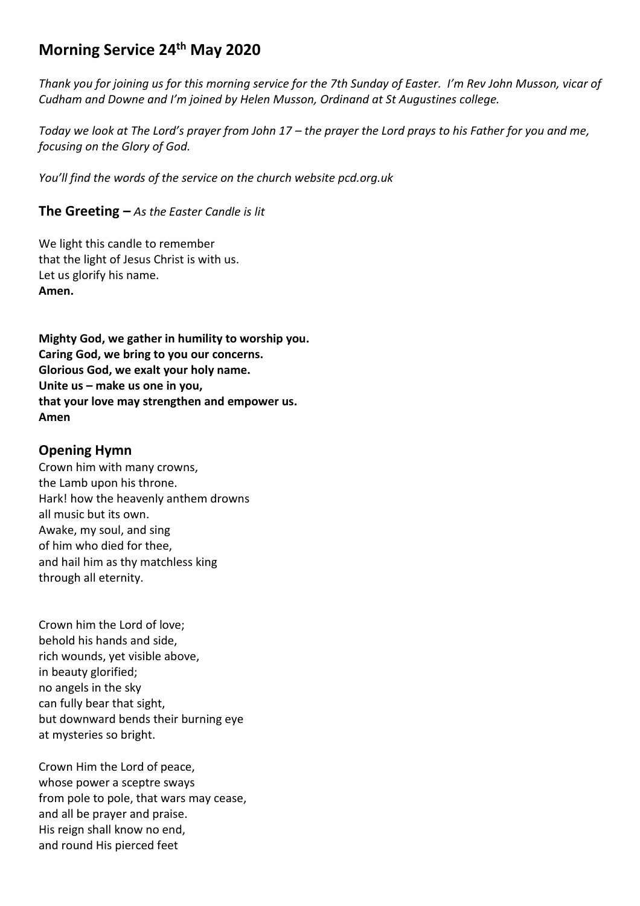# Morning Service 24th May 2020

*Thank you for joining us for this morning service for the 7th Sunday of Easter. I'm Rev John Musson, vicar of Cudham and Downe and I'm joined by Helen Musson, Ordinand at St Augustines college.*

*Today we look at The Lord's prayer from John 17 – the prayer the Lord prays to his Father for you and me, focusing on the Glory of God.*

*You'll find the words of the service on the church website pcd.org.uk*

## The Greeting – *As the Easter Candle is lit*

We light this candle to remember  
that the light of Jesus Christ is with us.  
Let us glorify his name.  
**Amen.**

**Mighty God, we gather in humility to worship you.**  
**Caring God, we bring to you our concerns.**  
**Glorious God, we exalt your holy name.**  
**Unite us – make us one in you,**  
**that your love may strengthen and empower us.**  
**Amen**

## Opening Hymn

Crown him with many crowns,  
the Lamb upon his throne.  
Hark! how the heavenly anthem drowns  
all music but its own.  
Awake, my soul, and sing  
of him who died for thee,  
and hail him as thy matchless king  
through all eternity.

Crown him the Lord of love;  
behold his hands and side,  
rich wounds, yet visible above,  
in beauty glorified;  
no angels in the sky  
can fully bear that sight,  
but downward bends their burning eye  
at mysteries so bright.

Crown Him the Lord of peace,  
whose power a sceptre sways  
from pole to pole, that wars may cease,  
and all be prayer and praise.  
His reign shall know no end,  
and round His pierced feet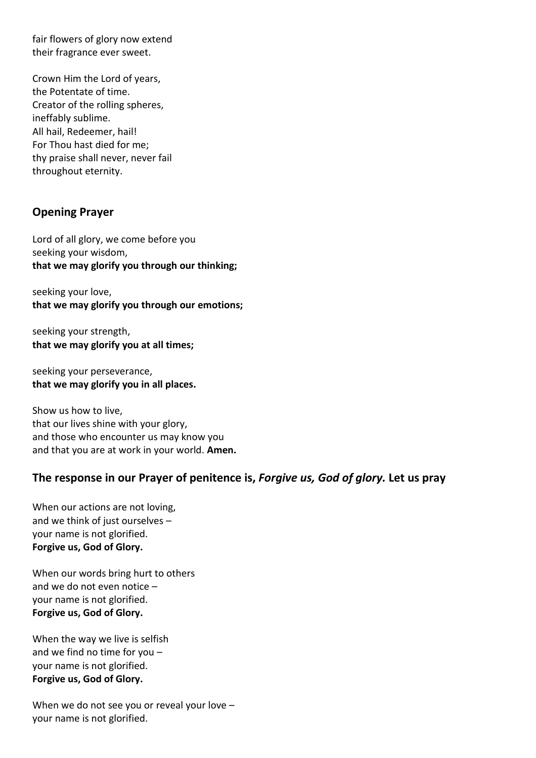fair flowers of glory now extend
their fragrance ever sweet.

Crown Him the Lord of years,
the Potentate of time.
Creator of the rolling spheres,
ineffably sublime.
All hail, Redeemer, hail!
For Thou hast died for me;
thy praise shall never, never fail
throughout eternity.

## Opening Prayer

Lord of all glory, we come before you
seeking your wisdom,
**that we may glorify you through our thinking;**

seeking your love,
**that we may glorify you through our emotions;**

seeking your strength,
**that we may glorify you at all times;**

seeking your perseverance,
**that we may glorify you in all places.**

Show us how to live,
that our lives shine with your glory,
and those who encounter us may know you
and that you are at work in your world. **Amen.**

## The response in our Prayer of penitence is, *Forgive us, God of glory.* Let us pray

When our actions are not loving,
and we think of just ourselves –
your name is not glorified.
**Forgive us, God of Glory.**

When our words bring hurt to others
and we do not even notice –
your name is not glorified.
**Forgive us, God of Glory.**

When the way we live is selfish
and we find no time for you –
your name is not glorified.
**Forgive us, God of Glory.**

When we do not see you or reveal your love –
your name is not glorified.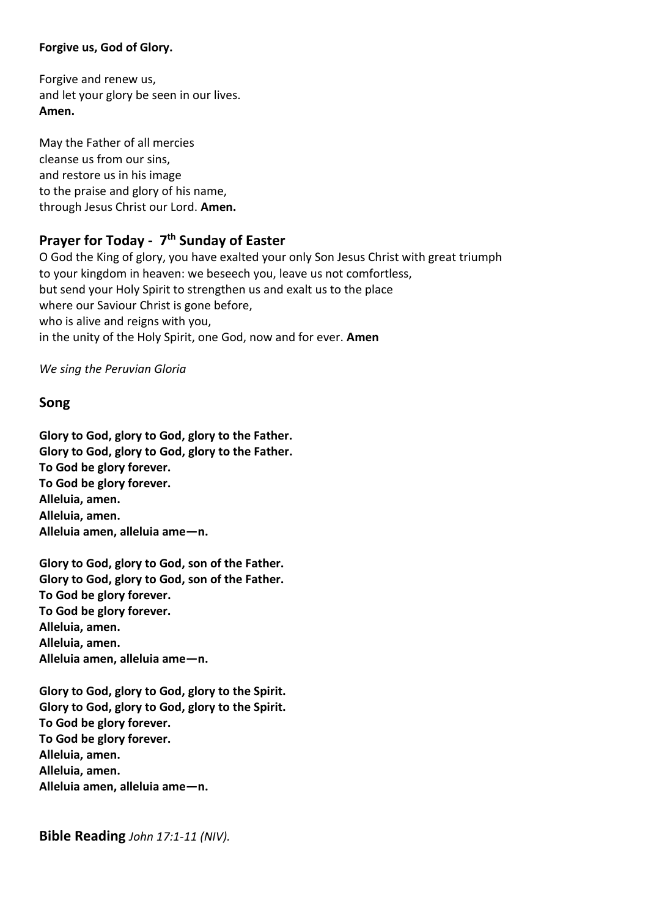**Forgive us, God of Glory.**

Forgive and renew us,
and let your glory be seen in our lives.
**Amen.**

May the Father of all mercies
cleanse us from our sins,
and restore us in his image
to the praise and glory of his name,
through Jesus Christ our Lord. **Amen.**

## Prayer for Today - 7th Sunday of Easter

O God the King of glory, you have exalted your only Son Jesus Christ with great triumph
to your kingdom in heaven: we beseech you, leave us not comfortless,
but send your Holy Spirit to strengthen us and exalt us to the place
where our Saviour Christ is gone before,
who is alive and reigns with you,
in the unity of the Holy Spirit, one God, now and for ever. **Amen**

*We sing the Peruvian Gloria*

## Song

**Glory to God, glory to God, glory to the Father.**
**Glory to God, glory to God, glory to the Father.**
**To God be glory forever.**
**To God be glory forever.**
**Alleluia, amen.**
**Alleluia, amen.**
**Alleluia amen, alleluia ame—n.**

**Glory to God, glory to God, son of the Father.**
**Glory to God, glory to God, son of the Father.**
**To God be glory forever.**
**To God be glory forever.**
**Alleluia, amen.**
**Alleluia, amen.**
**Alleluia amen, alleluia ame—n.**

**Glory to God, glory to God, glory to the Spirit.**
**Glory to God, glory to God, glory to the Spirit.**
**To God be glory forever.**
**To God be glory forever.**
**Alleluia, amen.**
**Alleluia, amen.**
**Alleluia amen, alleluia ame—n.**

**Bible Reading** *John 17:1-11 (NIV).*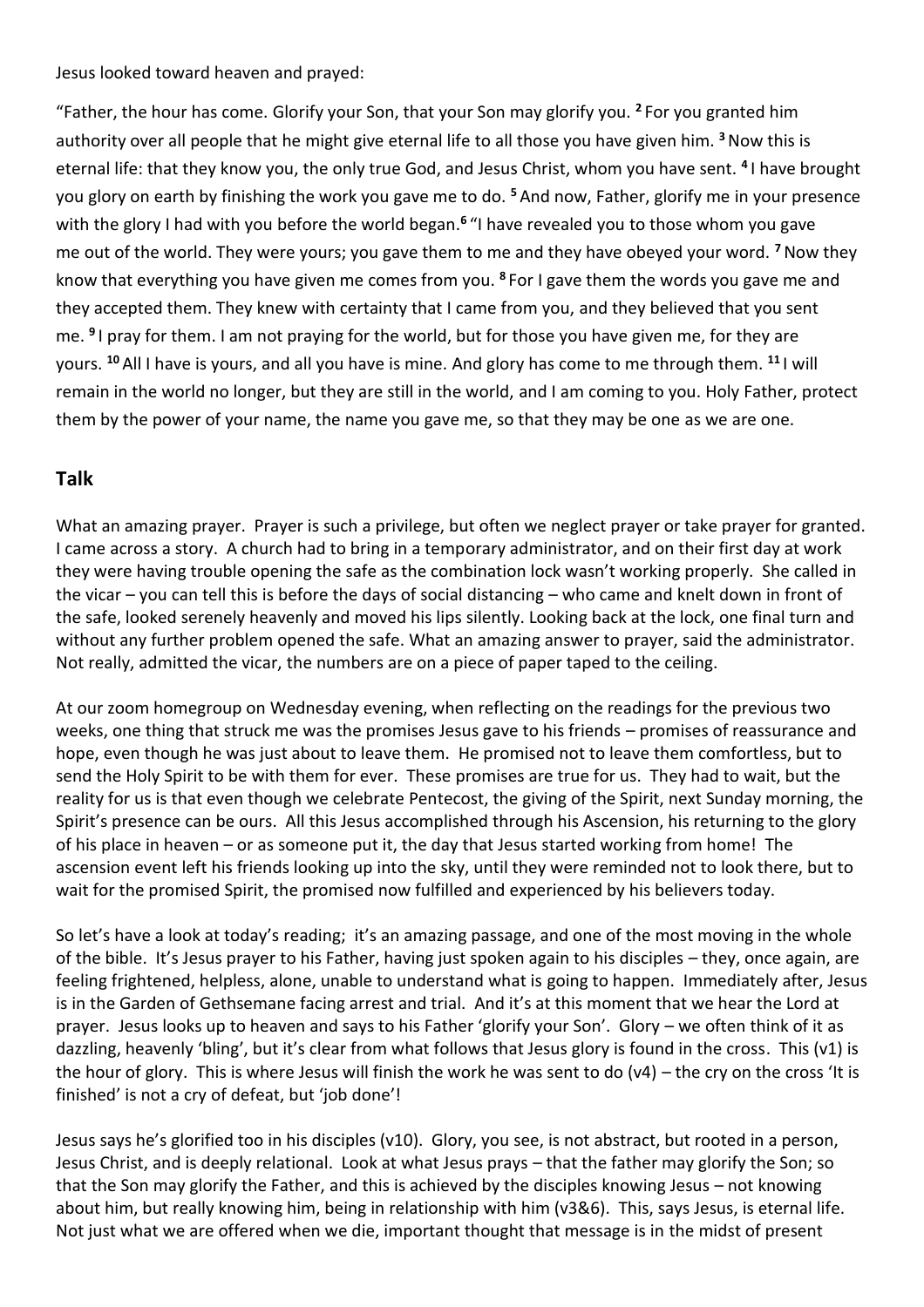Jesus looked toward heaven and prayed:

"Father, the hour has come. Glorify your Son, that your Son may glorify you. [2] For you granted him authority over all people that he might give eternal life to all those you have given him. [3] Now this is eternal life: that they know you, the only true God, and Jesus Christ, whom you have sent. [4] I have brought you glory on earth by finishing the work you gave me to do. [5] And now, Father, glorify me in your presence with the glory I had with you before the world began.[6] "I have revealed you to those whom you gave me out of the world. They were yours; you gave them to me and they have obeyed your word. [7] Now they know that everything you have given me comes from you. [8] For I gave them the words you gave me and they accepted them. They knew with certainty that I came from you, and they believed that you sent me. [9] I pray for them. I am not praying for the world, but for those you have given me, for they are yours. [10] All I have is yours, and all you have is mine. And glory has come to me through them. [11] I will remain in the world no longer, but they are still in the world, and I am coming to you. Holy Father, protect them by the power of your name, the name you gave me, so that they may be one as we are one.

## Talk

What an amazing prayer. Prayer is such a privilege, but often we neglect prayer or take prayer for granted. I came across a story. A church had to bring in a temporary administrator, and on their first day at work they were having trouble opening the safe as the combination lock wasn't working properly. She called in the vicar – you can tell this is before the days of social distancing – who came and knelt down in front of the safe, looked serenely heavenly and moved his lips silently. Looking back at the lock, one final turn and without any further problem opened the safe. What an amazing answer to prayer, said the administrator. Not really, admitted the vicar, the numbers are on a piece of paper taped to the ceiling.

At our zoom homegroup on Wednesday evening, when reflecting on the readings for the previous two weeks, one thing that struck me was the promises Jesus gave to his friends – promises of reassurance and hope, even though he was just about to leave them. He promised not to leave them comfortless, but to send the Holy Spirit to be with them for ever. These promises are true for us. They had to wait, but the reality for us is that even though we celebrate Pentecost, the giving of the Spirit, next Sunday morning, the Spirit's presence can be ours. All this Jesus accomplished through his Ascension, his returning to the glory of his place in heaven – or as someone put it, the day that Jesus started working from home! The ascension event left his friends looking up into the sky, until they were reminded not to look there, but to wait for the promised Spirit, the promised now fulfilled and experienced by his believers today.

So let's have a look at today's reading; it's an amazing passage, and one of the most moving in the whole of the bible. It's Jesus prayer to his Father, having just spoken again to his disciples – they, once again, are feeling frightened, helpless, alone, unable to understand what is going to happen. Immediately after, Jesus is in the Garden of Gethsemane facing arrest and trial. And it's at this moment that we hear the Lord at prayer. Jesus looks up to heaven and says to his Father 'glorify your Son'. Glory – we often think of it as dazzling, heavenly 'bling', but it's clear from what follows that Jesus glory is found in the cross. This (v1) is the hour of glory. This is where Jesus will finish the work he was sent to do (v4) – the cry on the cross 'It is finished' is not a cry of defeat, but 'job done'!

Jesus says he's glorified too in his disciples (v10). Glory, you see, is not abstract, but rooted in a person, Jesus Christ, and is deeply relational. Look at what Jesus prays – that the father may glorify the Son; so that the Son may glorify the Father, and this is achieved by the disciples knowing Jesus – not knowing about him, but really knowing him, being in relationship with him (v3&6). This, says Jesus, is eternal life. Not just what we are offered when we die, important thought that message is in the midst of present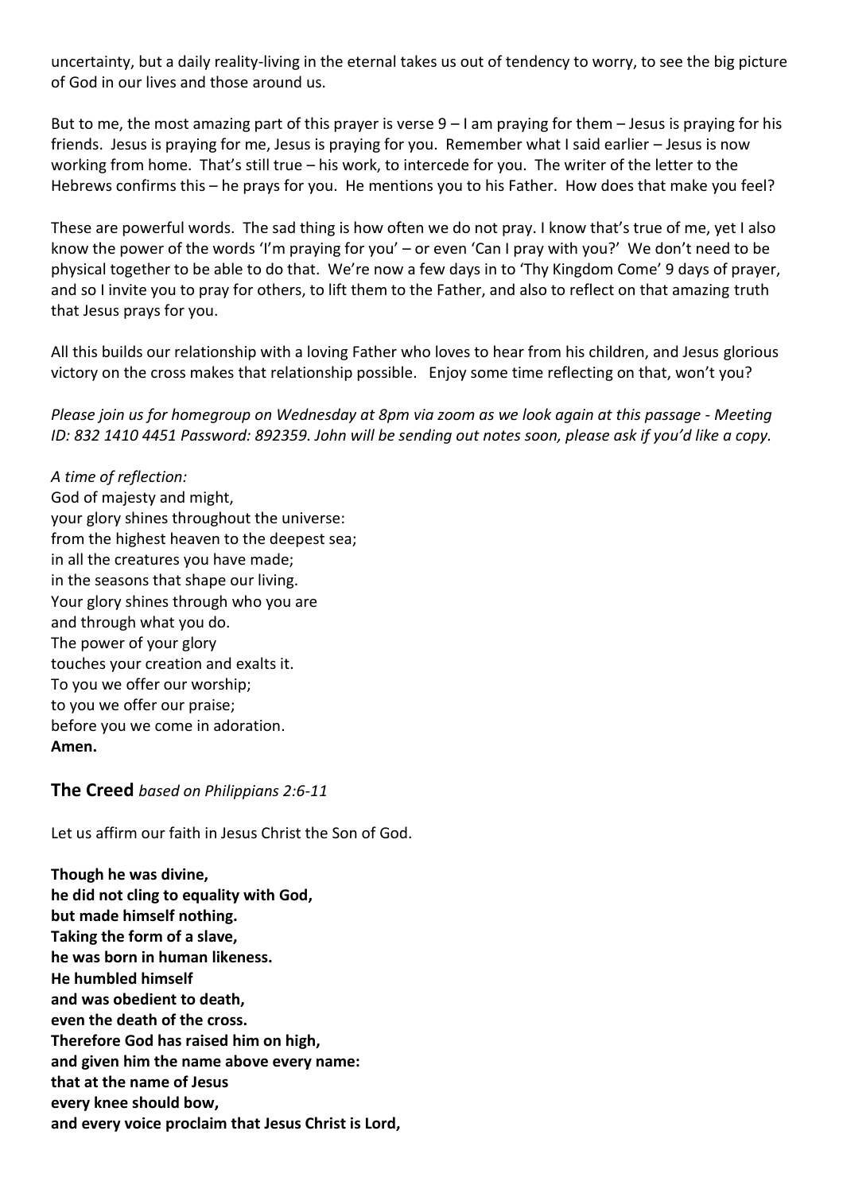uncertainty, but a daily reality-living in the eternal takes us out of tendency to worry, to see the big picture of God in our lives and those around us.

But to me, the most amazing part of this prayer is verse 9 – I am praying for them – Jesus is praying for his friends. Jesus is praying for me, Jesus is praying for you. Remember what I said earlier – Jesus is now working from home. That's still true – his work, to intercede for you. The writer of the letter to the Hebrews confirms this – he prays for you. He mentions you to his Father. How does that make you feel?

These are powerful words. The sad thing is how often we do not pray. I know that's true of me, yet I also know the power of the words 'I'm praying for you' – or even 'Can I pray with you?' We don't need to be physical together to be able to do that. We're now a few days in to 'Thy Kingdom Come' 9 days of prayer, and so I invite you to pray for others, to lift them to the Father, and also to reflect on that amazing truth that Jesus prays for you.

All this builds our relationship with a loving Father who loves to hear from his children, and Jesus glorious victory on the cross makes that relationship possible. Enjoy some time reflecting on that, won't you?

*Please join us for homegroup on Wednesday at 8pm via zoom as we look again at this passage - Meeting ID: 832 1410 4451 Password: 892359. John will be sending out notes soon, please ask if you'd like a copy.*

*A time of reflection:*
God of majesty and might,
your glory shines throughout the universe:
from the highest heaven to the deepest sea;
in all the creatures you have made;
in the seasons that shape our living.
Your glory shines through who you are
and through what you do.
The power of your glory
touches your creation and exalts it.
To you we offer our worship;
to you we offer our praise;
before you we come in adoration.
**Amen.**

## The Creed *based on Philippians 2:6-11*

Let us affirm our faith in Jesus Christ the Son of God.

**Though he was divine,**
**he did not cling to equality with God,**
**but made himself nothing.**
**Taking the form of a slave,**
**he was born in human likeness.**
**He humbled himself**
**and was obedient to death,**
**even the death of the cross.**
**Therefore God has raised him on high,**
**and given him the name above every name:**
**that at the name of Jesus**
**every knee should bow,**
**and every voice proclaim that Jesus Christ is Lord,**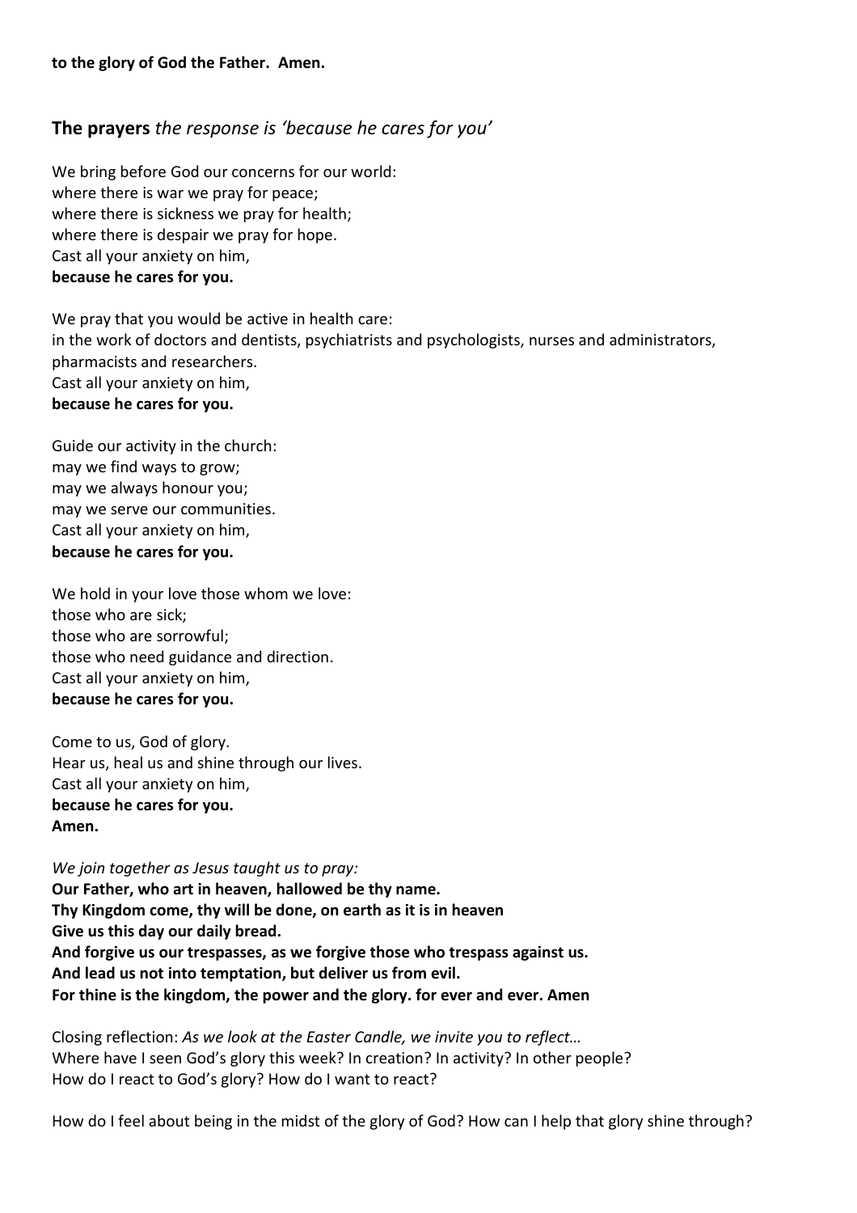**to the glory of God the Father.  Amen.**

## **The prayers** *the response is 'because he cares for you'*

We bring before God our concerns for our world:
where there is war we pray for peace;
where there is sickness we pray for health;
where there is despair we pray for hope.
Cast all your anxiety on him,
**because he cares for you.**

We pray that you would be active in health care:
in the work of doctors and dentists, psychiatrists and psychologists, nurses and administrators, pharmacists and researchers.
Cast all your anxiety on him,
**because he cares for you.**

Guide our activity in the church:
may we find ways to grow;
may we always honour you;
may we serve our communities.
Cast all your anxiety on him,
**because he cares for you.**

We hold in your love those whom we love:
those who are sick;
those who are sorrowful;
those who need guidance and direction.
Cast all your anxiety on him,
**because he cares for you.**

Come to us, God of glory.
Hear us, heal us and shine through our lives.
Cast all your anxiety on him,
**because he cares for you.**
**Amen.**

*We join together as Jesus taught us to pray:*
**Our Father, who art in heaven, hallowed be thy name.**
**Thy Kingdom come, thy will be done, on earth as it is in heaven**
**Give us this day our daily bread.**
**And forgive us our trespasses, as we forgive those who trespass against us.**
**And lead us not into temptation, but deliver us from evil.**
**For thine is the kingdom, the power and the glory. for ever and ever. Amen**

Closing reflection: *As we look at the Easter Candle, we invite you to reflect…*
Where have I seen God's glory this week? In creation? In activity? In other people?
How do I react to God's glory? How do I want to react?

How do I feel about being in the midst of the glory of God? How can I help that glory shine through?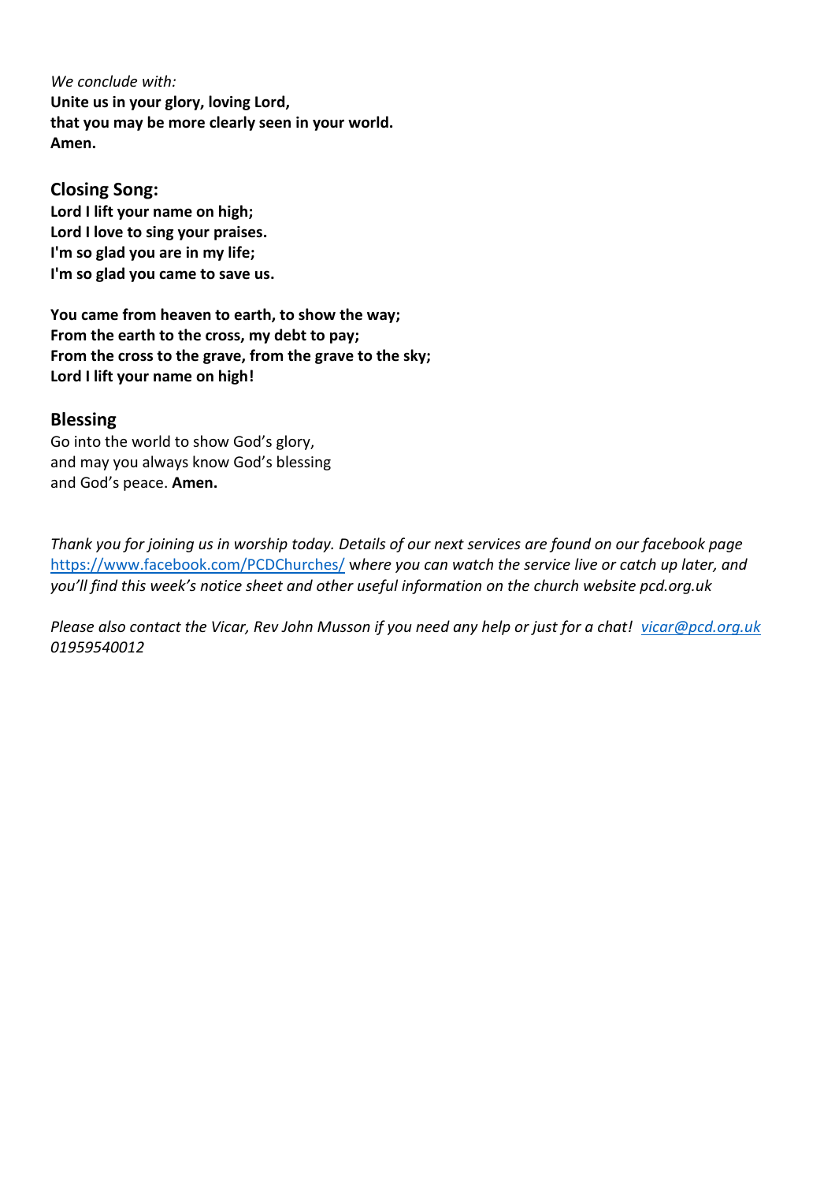*We conclude with:*
**Unite us in your glory, loving Lord,**
**that you may be more clearly seen in your world.**
**Amen.**

## Closing Song:

**Lord I lift your name on high;**
**Lord I love to sing your praises.**
**I'm so glad you are in my life;**
**I'm so glad you came to save us.**

**You came from heaven to earth, to show the way;**
**From the earth to the cross, my debt to pay;**
**From the cross to the grave, from the grave to the sky;**
**Lord I lift your name on high!**

## Blessing

Go into the world to show God's glory,
and may you always know God's blessing
and God's peace. **Amen.**

*Thank you for joining us in worship today. Details of our next services are found on our facebook page* https://www.facebook.com/PCDChurches/ *where you can watch the service live or catch up later, and you'll find this week's notice sheet and other useful information on the church website pcd.org.uk*

*Please also contact the Vicar, Rev John Musson if you need any help or just for a chat! vicar@pcd.org.uk 01959540012*